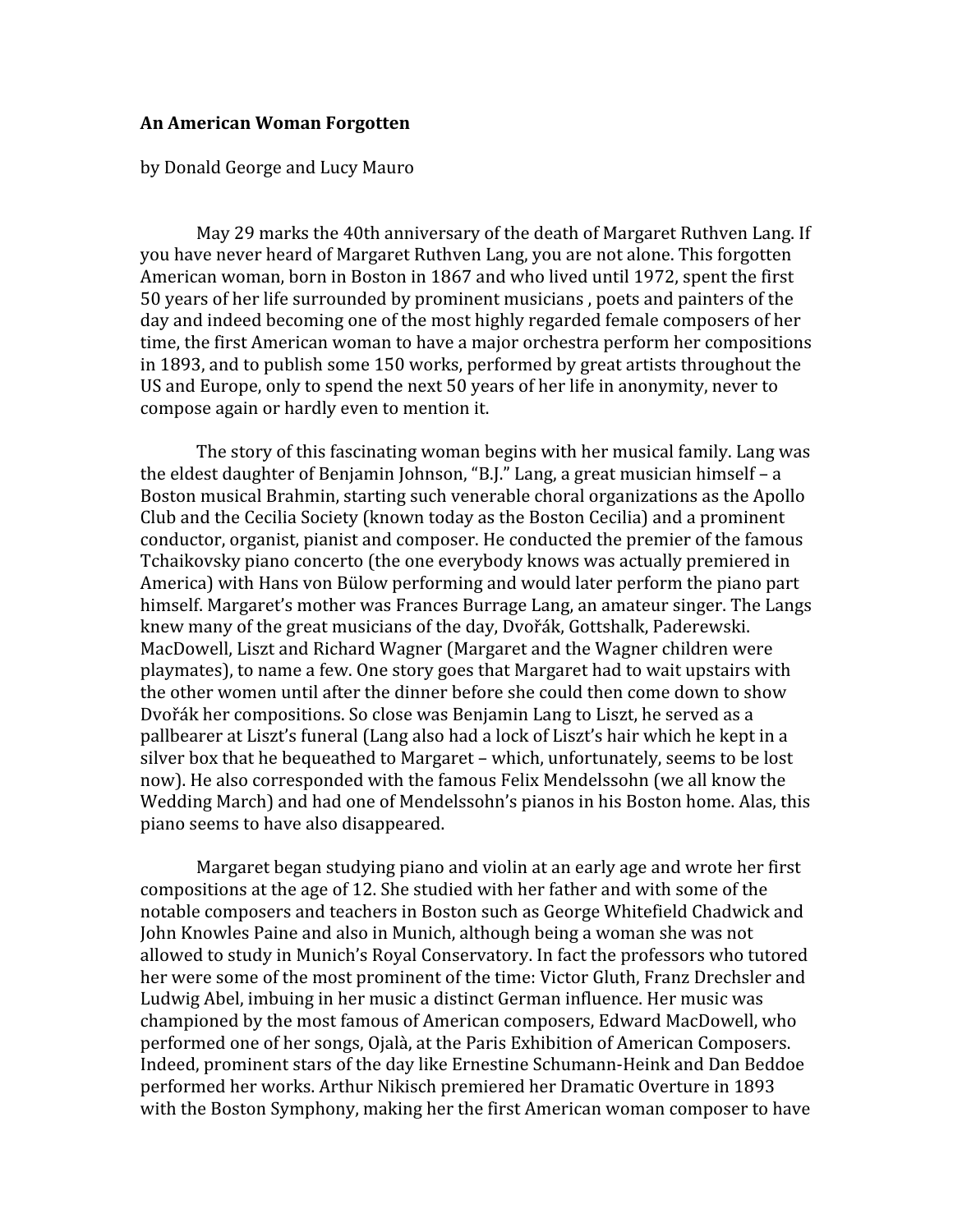**An American Woman Forgotten**

by Donald George and Lucy Mauro

May 29 marks the 40th anniversary of the death of Margaret Ruthven Lang. If you have never heard of Margaret Ruthven Lang, you are not alone. This forgotten American woman, born in Boston in 1867 and who lived until 1972, spent the first 50 years of her life surrounded by prominent musicians , poets and painters of the day and indeed becoming one of the most highly regarded female composers of her time, the first American woman to have a major orchestra perform her compositions in 1893, and to publish some 150 works, performed by great artists throughout the US and Europe, only to spend the next 50 years of her life in anonymity, never to compose again or hardly even to mention it.

The story of this fascinating woman begins with her musical family. Lang was the eldest daughter of Benjamin Johnson, "B.J." Lang, a great musician himself – a Boston musical Brahmin, starting such venerable choral organizations as the Apollo Club and the Cecilia Society (known today as the Boston Cecilia) and a prominent conductor, organist, pianist and composer. He conducted the premier of the famous Tchaikovsky piano concerto (the one everybody knows was actually premiered in America) with Hans von Bülow performing and would later perform the piano part himself. Margaret's mother was Frances Burrage Lang, an amateur singer. The Langs knew many of the great musicians of the day, Dvořák, Gottshalk, Paderewski. MacDowell, Liszt and Richard Wagner (Margaret and the Wagner children were playmates), to name a few. One story goes that Margaret had to wait upstairs with the other women until after the dinner before she could then come down to show Dvořák her compositions. So close was Benjamin Lang to Liszt, he served as a pallbearer at Liszt's funeral (Lang also had a lock of Liszt's hair which he kept in a silver box that he bequeathed to Margaret – which, unfortunately, seems to be lost now). He also corresponded with the famous Felix Mendelssohn (we all know the Wedding March) and had one of Mendelssohn's pianos in his Boston home. Alas, this piano seems to have also disappeared.

Margaret began studying piano and violin at an early age and wrote her first compositions at the age of 12. She studied with her father and with some of the notable composers and teachers in Boston such as George Whitefield Chadwick and John Knowles Paine and also in Munich, although being a woman she was not allowed to study in Munich's Royal Conservatory. In fact the professors who tutored her were some of the most prominent of the time: Victor Gluth, Franz Drechsler and Ludwig Abel, imbuing in her music a distinct German influence. Her music was championed by the most famous of American composers, Edward MacDowell, who performed one of her songs, Ojalà, at the Paris Exhibition of American Composers. Indeed, prominent stars of the day like Ernestine Schumann-Heink and Dan Beddoe performed her works. Arthur Nikisch premiered her Dramatic Overture in 1893 with the Boston Symphony, making her the first American woman composer to have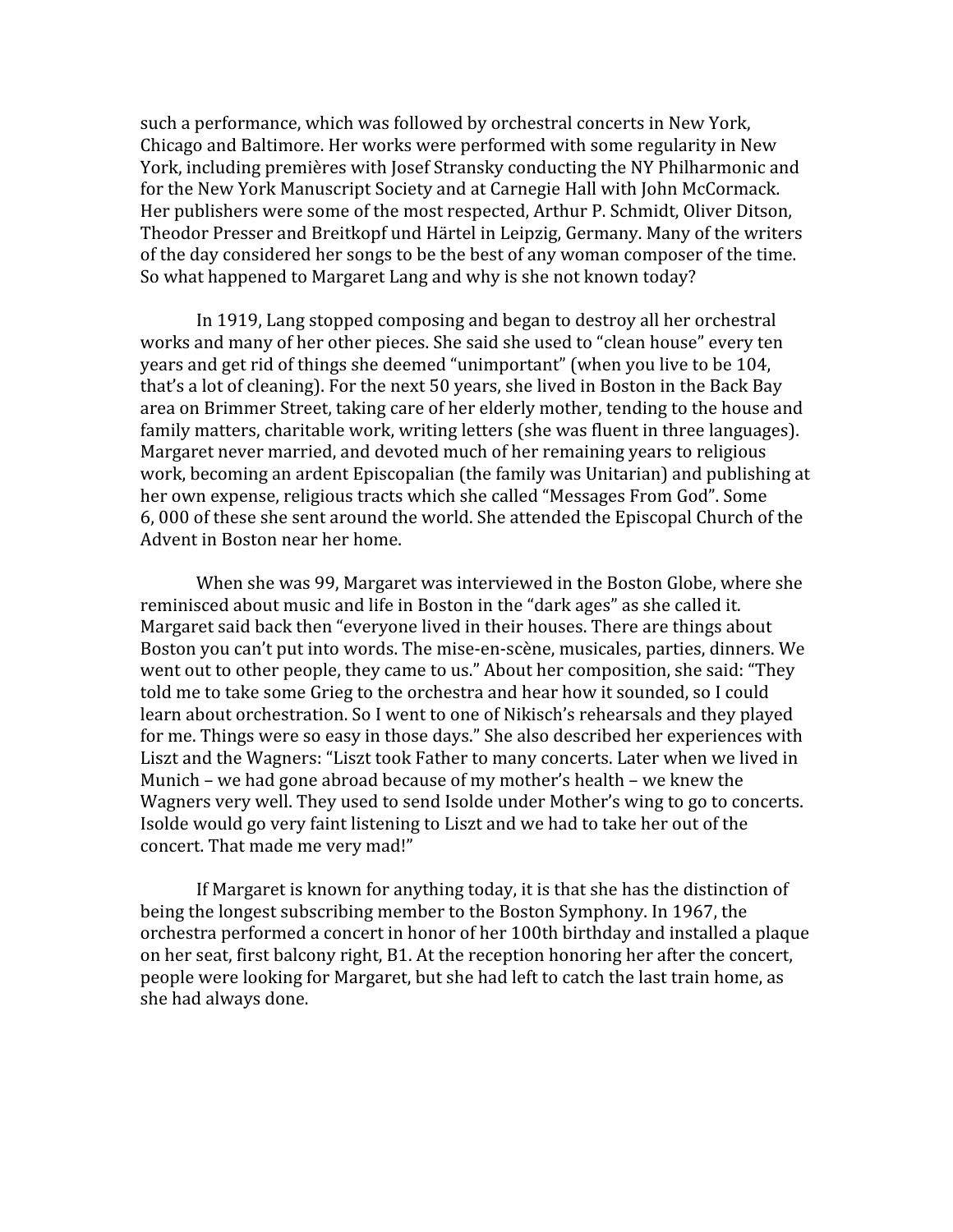such a performance, which was followed by orchestral concerts in New York, Chicago and Baltimore. Her works were performed with some regularity in New York, including premières with Josef Stransky conducting the NY Philharmonic and for the New York Manuscript Society and at Carnegie Hall with John McCormack. Her publishers were some of the most respected, Arthur P. Schmidt, Oliver Ditson, Theodor Presser and Breitkopf und Härtel in Leipzig, Germany. Many of the writers of the day considered her songs to be the best of any woman composer of the time. So what happened to Margaret Lang and why is she not known today?

In 1919, Lang stopped composing and began to destroy all her orchestral works and many of her other pieces. She said she used to "clean house" every ten years and get rid of things she deemed "unimportant" (when you live to be 104, that's a lot of cleaning). For the next 50 years, she lived in Boston in the Back Bay area on Brimmer Street, taking care of her elderly mother, tending to the house and family matters, charitable work, writing letters (she was fluent in three languages). Margaret never married, and devoted much of her remaining years to religious work, becoming an ardent Episcopalian (the family was Unitarian) and publishing at her own expense, religious tracts which she called "Messages From God". Some 6, 000 of these she sent around the world. She attended the Episcopal Church of the Advent in Boston near her home.

When she was 99, Margaret was interviewed in the Boston Globe, where she reminisced about music and life in Boston in the "dark ages" as she called it. Margaret said back then "everyone lived in their houses. There are things about Boston you can't put into words. The mise-en-scène, musicales, parties, dinners. We went out to other people, they came to us." About her composition, she said: "They told me to take some Grieg to the orchestra and hear how it sounded, so I could learn about orchestration. So I went to one of Nikisch's rehearsals and they played for me. Things were so easy in those days." She also described her experiences with Liszt and the Wagners: "Liszt took Father to many concerts. Later when we lived in Munich – we had gone abroad because of my mother's health – we knew the Wagners very well. They used to send Isolde under Mother's wing to go to concerts. Isolde would go very faint listening to Liszt and we had to take her out of the concert. That made me very mad!"

If Margaret is known for anything today, it is that she has the distinction of being the longest subscribing member to the Boston Symphony. In 1967, the orchestra performed a concert in honor of her 100th birthday and installed a plaque on her seat, first balcony right, B1. At the reception honoring her after the concert, people were looking for Margaret, but she had left to catch the last train home, as she had always done.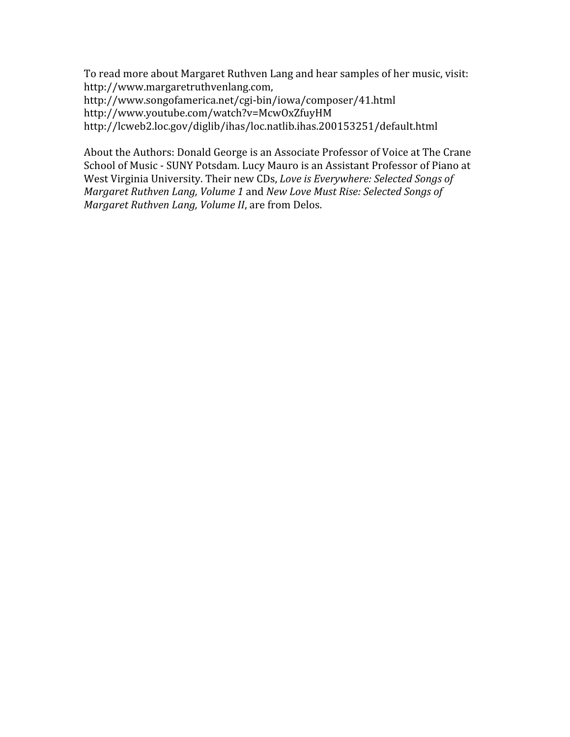To read more about Margaret Ruthven Lang and hear samples of her music, visit:
http://www.margaretruthvenlang.com,
http://www.songofamerica.net/cgi-bin/iowa/composer/41.html
http://www.youtube.com/watch?v=McwOxZfuyHM
http://lcweb2.loc.gov/diglib/ihas/loc.natlib.ihas.200153251/default.html

About the Authors: Donald George is an Associate Professor of Voice at The Crane School of Music - SUNY Potsdam. Lucy Mauro is an Assistant Professor of Piano at West Virginia University. Their new CDs, *Love is Everywhere: Selected Songs of Margaret Ruthven Lang, Volume 1* and *New Love Must Rise: Selected Songs of Margaret Ruthven Lang, Volume II*, are from Delos.